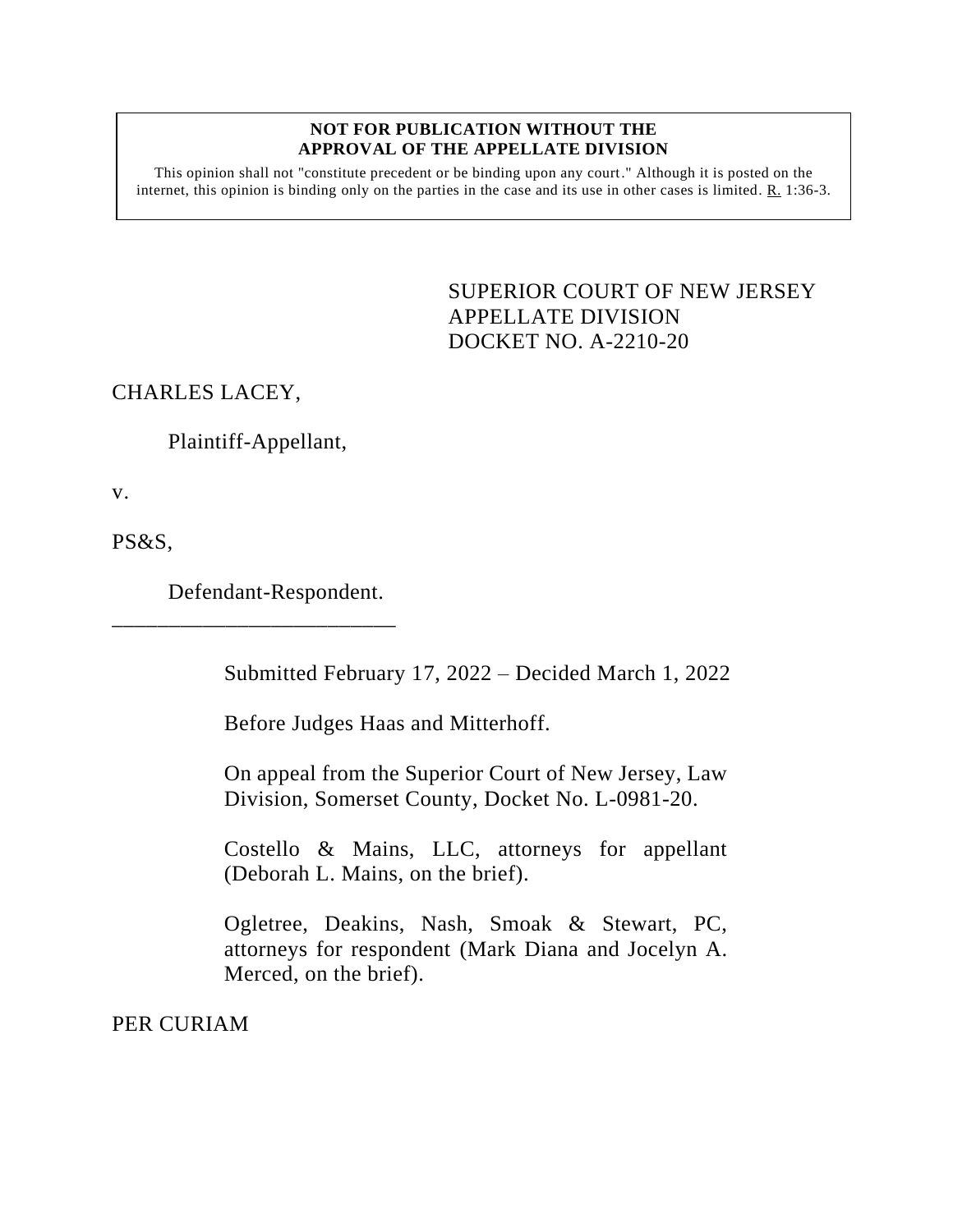**NOT FOR PUBLICATION WITHOUT THE APPROVAL OF THE APPELLATE DIVISION**

This opinion shall not "constitute precedent or be binding upon any court." Although it is posted on the internet, this opinion is binding only on the parties in the case and its use in other cases is limited. R. 1:36-3.

SUPERIOR COURT OF NEW JERSEY
APPELLATE DIVISION
DOCKET NO. A-2210-20

CHARLES LACEY,

Plaintiff-Appellant,

v.

PS&S,

Defendant-Respondent.

\_\_\_\_\_\_\_\_\_\_\_\_\_\_\_\_\_\_\_\_\_\_\_\_\_\_

Submitted February 17, 2022 – Decided March 1, 2022

Before Judges Haas and Mitterhoff.

On appeal from the Superior Court of New Jersey, Law Division, Somerset County, Docket No. L-0981-20.

Costello & Mains, LLC, attorneys for appellant (Deborah L. Mains, on the brief).

Ogletree, Deakins, Nash, Smoak & Stewart, PC, attorneys for respondent (Mark Diana and Jocelyn A. Merced, on the brief).

PER CURIAM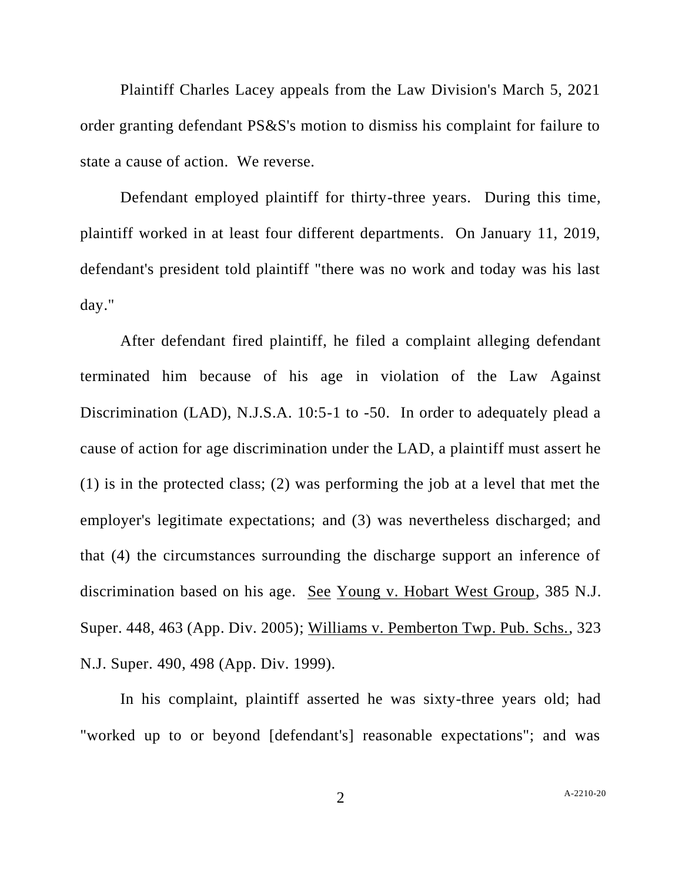Plaintiff Charles Lacey appeals from the Law Division's March 5, 2021 order granting defendant PS&S's motion to dismiss his complaint for failure to state a cause of action. We reverse.

Defendant employed plaintiff for thirty-three years. During this time, plaintiff worked in at least four different departments. On January 11, 2019, defendant's president told plaintiff "there was no work and today was his last day."

After defendant fired plaintiff, he filed a complaint alleging defendant terminated him because of his age in violation of the Law Against Discrimination (LAD), N.J.S.A. 10:5-1 to -50. In order to adequately plead a cause of action for age discrimination under the LAD, a plaintiff must assert he (1) is in the protected class; (2) was performing the job at a level that met the employer's legitimate expectations; and (3) was nevertheless discharged; and that (4) the circumstances surrounding the discharge support an inference of discrimination based on his age. See Young v. Hobart West Group, 385 N.J. Super. 448, 463 (App. Div. 2005); Williams v. Pemberton Twp. Pub. Schs., 323 N.J. Super. 490, 498 (App. Div. 1999).

In his complaint, plaintiff asserted he was sixty-three years old; had "worked up to or beyond [defendant's] reasonable expectations"; and was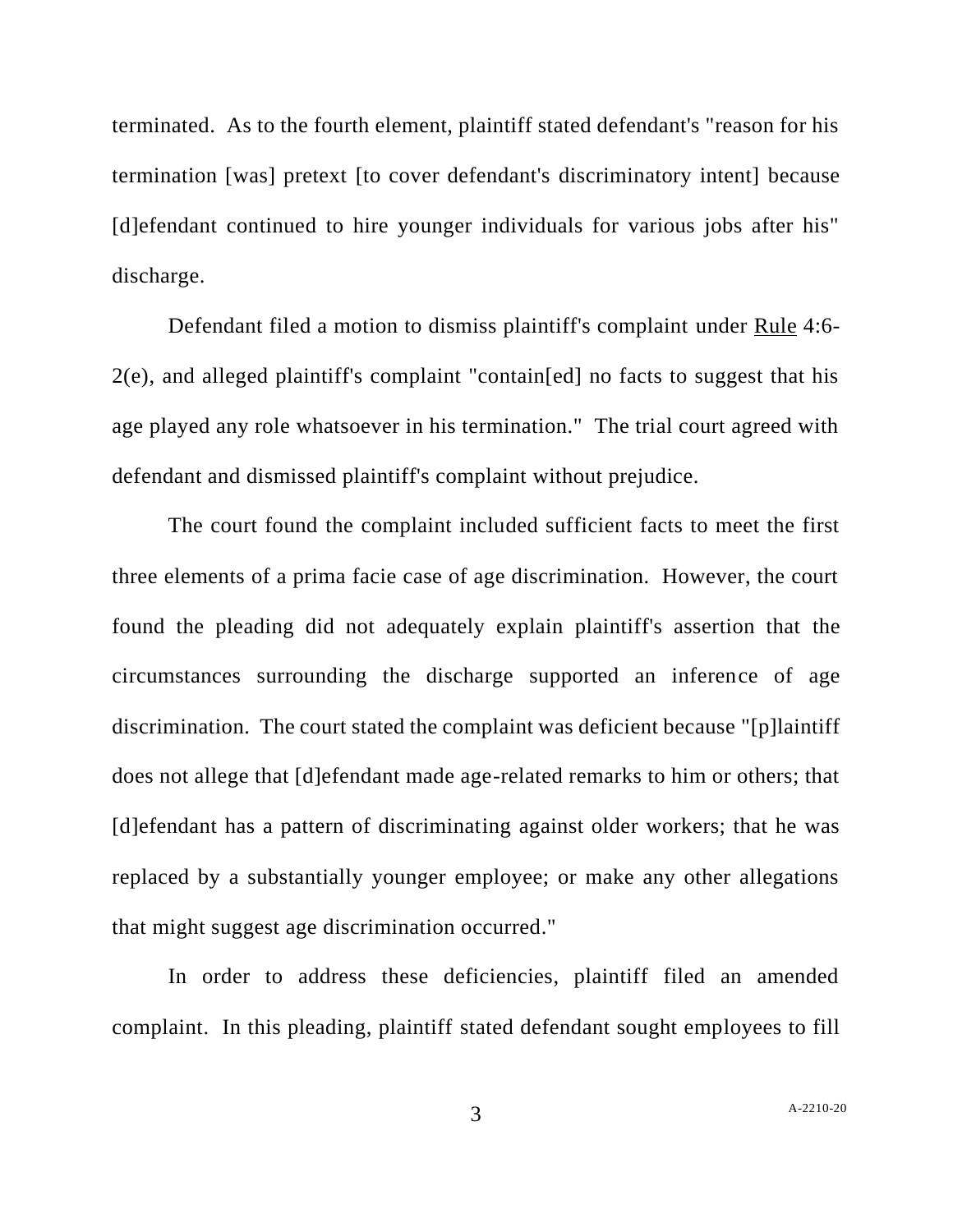terminated. As to the fourth element, plaintiff stated defendant's "reason for his termination [was] pretext [to cover defendant's discriminatory intent] because [d]efendant continued to hire younger individuals for various jobs after his" discharge.

Defendant filed a motion to dismiss plaintiff's complaint under Rule 4:6-2(e), and alleged plaintiff's complaint "contain[ed] no facts to suggest that his age played any role whatsoever in his termination." The trial court agreed with defendant and dismissed plaintiff's complaint without prejudice.

The court found the complaint included sufficient facts to meet the first three elements of a prima facie case of age discrimination. However, the court found the pleading did not adequately explain plaintiff's assertion that the circumstances surrounding the discharge supported an inference of age discrimination. The court stated the complaint was deficient because "[p]laintiff does not allege that [d]efendant made age-related remarks to him or others; that [d]efendant has a pattern of discriminating against older workers; that he was replaced by a substantially younger employee; or make any other allegations that might suggest age discrimination occurred."

In order to address these deficiencies, plaintiff filed an amended complaint. In this pleading, plaintiff stated defendant sought employees to fill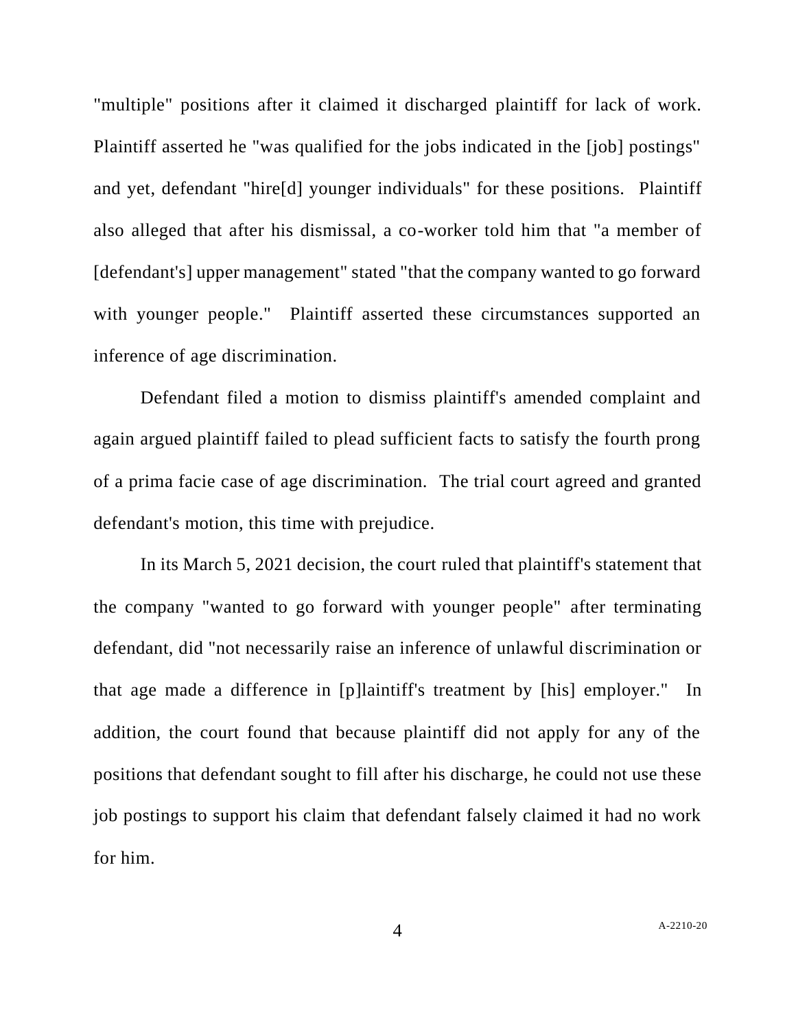"multiple" positions after it claimed it discharged plaintiff for lack of work. Plaintiff asserted he "was qualified for the jobs indicated in the [job] postings" and yet, defendant "hire[d] younger individuals" for these positions. Plaintiff also alleged that after his dismissal, a co-worker told him that "a member of [defendant's] upper management" stated "that the company wanted to go forward with younger people." Plaintiff asserted these circumstances supported an inference of age discrimination.

Defendant filed a motion to dismiss plaintiff's amended complaint and again argued plaintiff failed to plead sufficient facts to satisfy the fourth prong of a prima facie case of age discrimination. The trial court agreed and granted defendant's motion, this time with prejudice.

In its March 5, 2021 decision, the court ruled that plaintiff's statement that the company "wanted to go forward with younger people" after terminating defendant, did "not necessarily raise an inference of unlawful discrimination or that age made a difference in [p]laintiff's treatment by [his] employer." In addition, the court found that because plaintiff did not apply for any of the positions that defendant sought to fill after his discharge, he could not use these job postings to support his claim that defendant falsely claimed it had no work for him.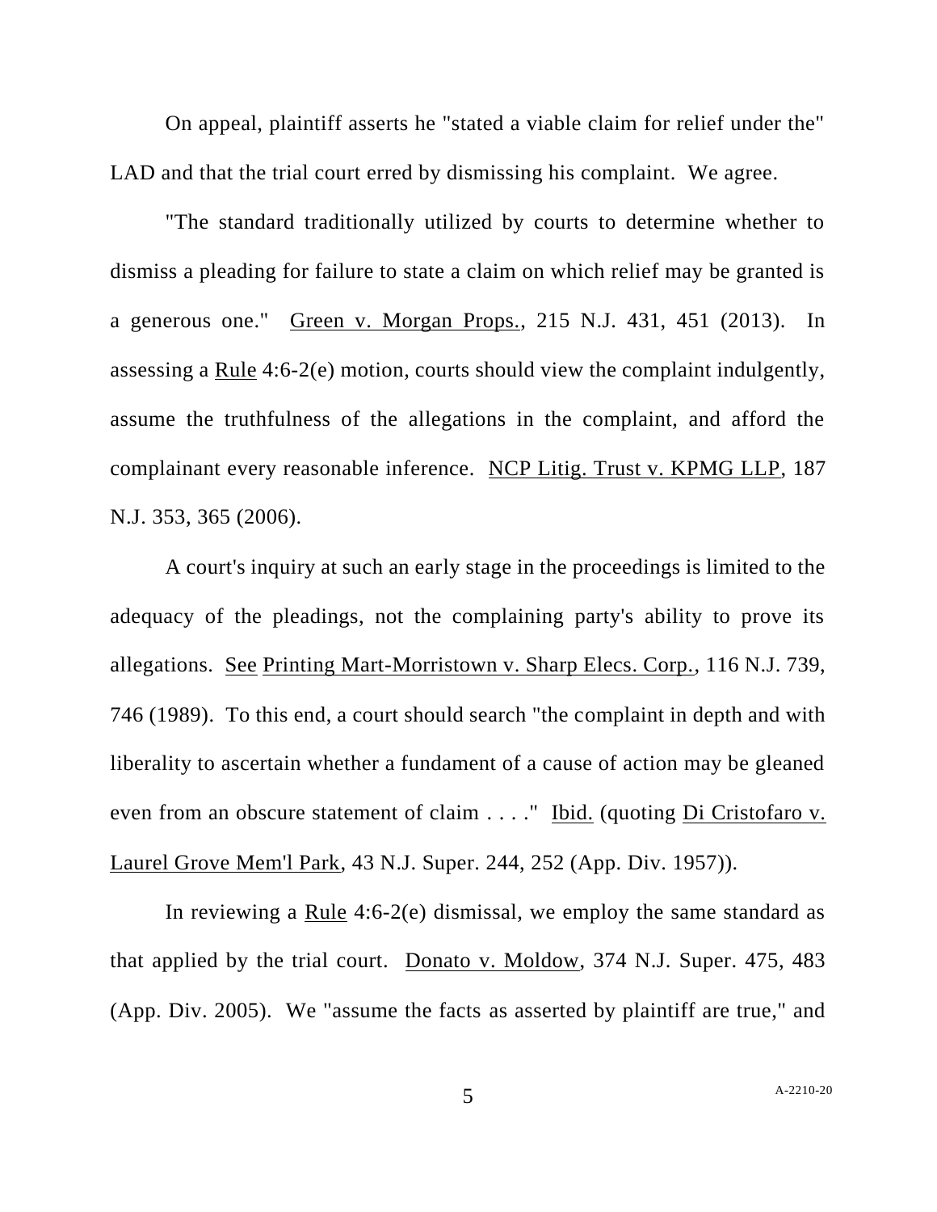On appeal, plaintiff asserts he "stated a viable claim for relief under the" LAD and that the trial court erred by dismissing his complaint. We agree.

"The standard traditionally utilized by courts to determine whether to dismiss a pleading for failure to state a claim on which relief may be granted is a generous one." Green v. Morgan Props., 215 N.J. 431, 451 (2013). In assessing a Rule 4:6-2(e) motion, courts should view the complaint indulgently, assume the truthfulness of the allegations in the complaint, and afford the complainant every reasonable inference. NCP Litig. Trust v. KPMG LLP, 187 N.J. 353, 365 (2006).

A court's inquiry at such an early stage in the proceedings is limited to the adequacy of the pleadings, not the complaining party's ability to prove its allegations. See Printing Mart-Morristown v. Sharp Elecs. Corp., 116 N.J. 739, 746 (1989). To this end, a court should search "the complaint in depth and with liberality to ascertain whether a fundament of a cause of action may be gleaned even from an obscure statement of claim . . . ." Ibid. (quoting Di Cristofaro v. Laurel Grove Mem'l Park, 43 N.J. Super. 244, 252 (App. Div. 1957)).

In reviewing a Rule 4:6-2(e) dismissal, we employ the same standard as that applied by the trial court. Donato v. Moldow, 374 N.J. Super. 475, 483 (App. Div. 2005). We "assume the facts as asserted by plaintiff are true," and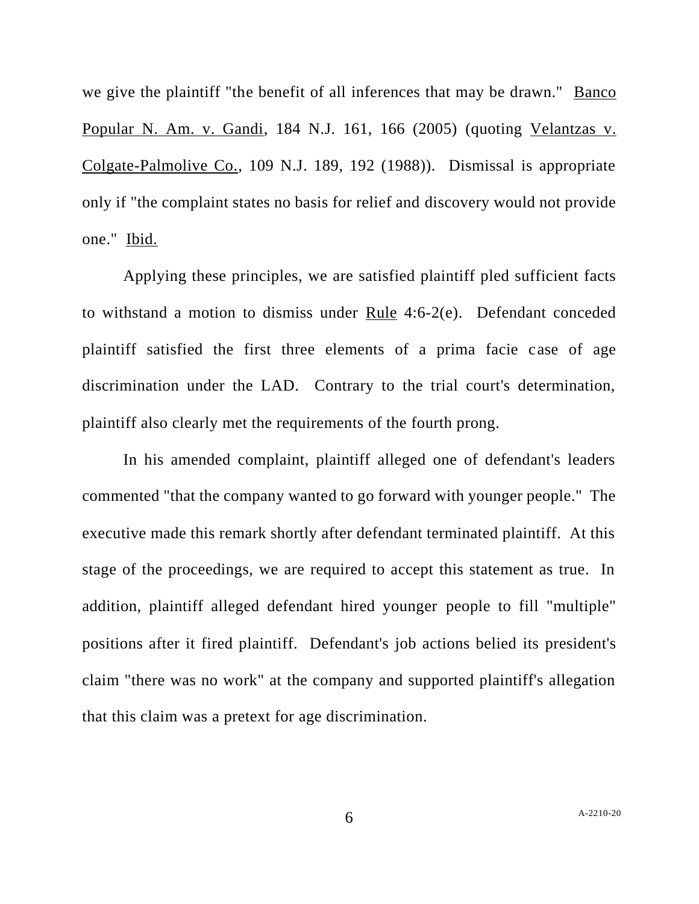we give the plaintiff "the benefit of all inferences that may be drawn." Banco Popular N. Am. v. Gandi, 184 N.J. 161, 166 (2005) (quoting Velantzas v. Colgate-Palmolive Co., 109 N.J. 189, 192 (1988)). Dismissal is appropriate only if "the complaint states no basis for relief and discovery would not provide one." Ibid.

Applying these principles, we are satisfied plaintiff pled sufficient facts to withstand a motion to dismiss under Rule 4:6-2(e). Defendant conceded plaintiff satisfied the first three elements of a prima facie case of age discrimination under the LAD. Contrary to the trial court's determination, plaintiff also clearly met the requirements of the fourth prong.

In his amended complaint, plaintiff alleged one of defendant's leaders commented "that the company wanted to go forward with younger people." The executive made this remark shortly after defendant terminated plaintiff. At this stage of the proceedings, we are required to accept this statement as true. In addition, plaintiff alleged defendant hired younger people to fill "multiple" positions after it fired plaintiff. Defendant's job actions belied its president's claim "there was no work" at the company and supported plaintiff's allegation that this claim was a pretext for age discrimination.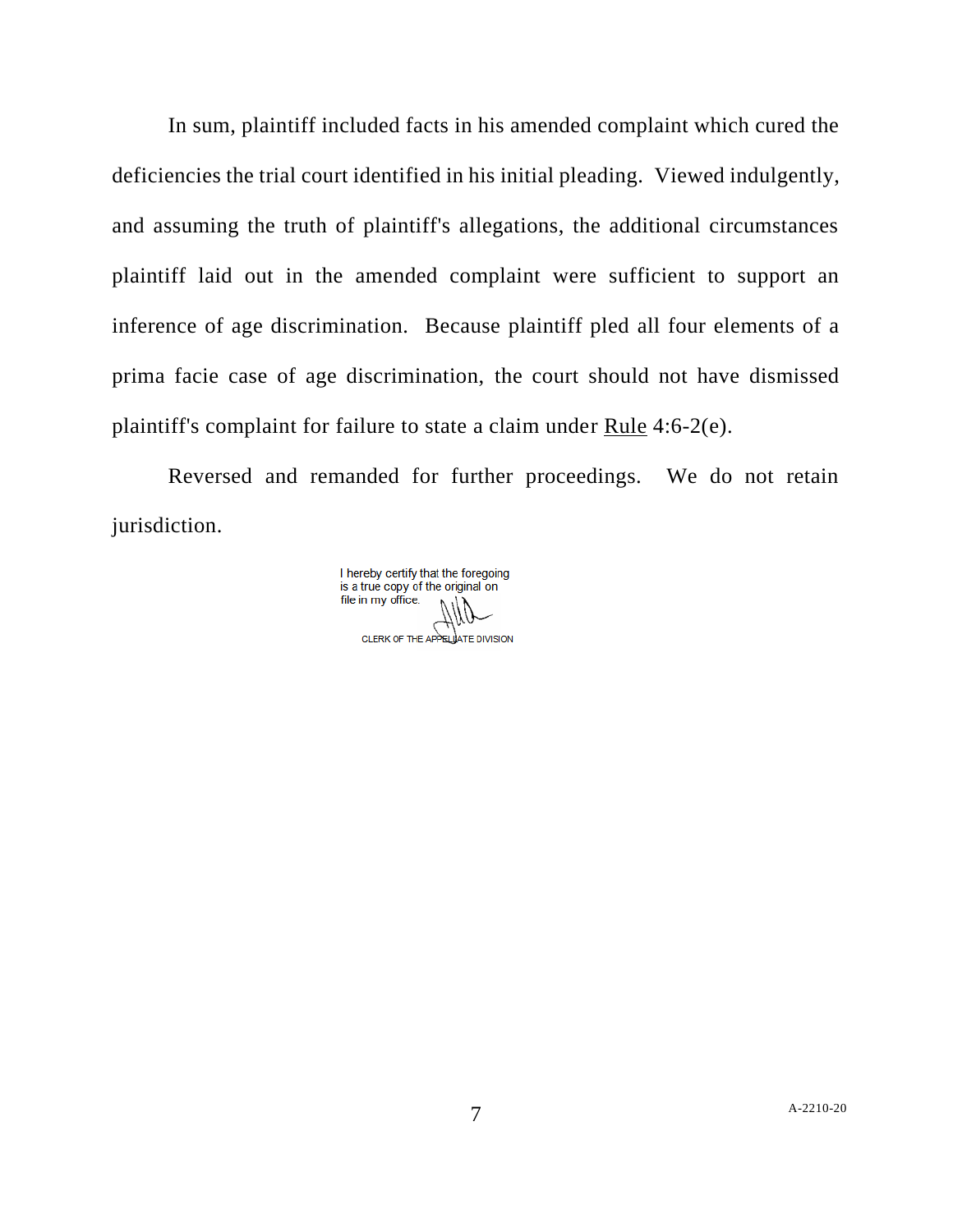In sum, plaintiff included facts in his amended complaint which cured the deficiencies the trial court identified in his initial pleading. Viewed indulgently, and assuming the truth of plaintiff's allegations, the additional circumstances plaintiff laid out in the amended complaint were sufficient to support an inference of age discrimination. Because plaintiff pled all four elements of a prima facie case of age discrimination, the court should not have dismissed plaintiff's complaint for failure to state a claim under Rule 4:6-2(e).

Reversed and remanded for further proceedings. We do not retain jurisdiction.

I hereby certify that the foregoing is a true copy of the original on file in my office.

CLERK OF THE APPELLATE DIVISION